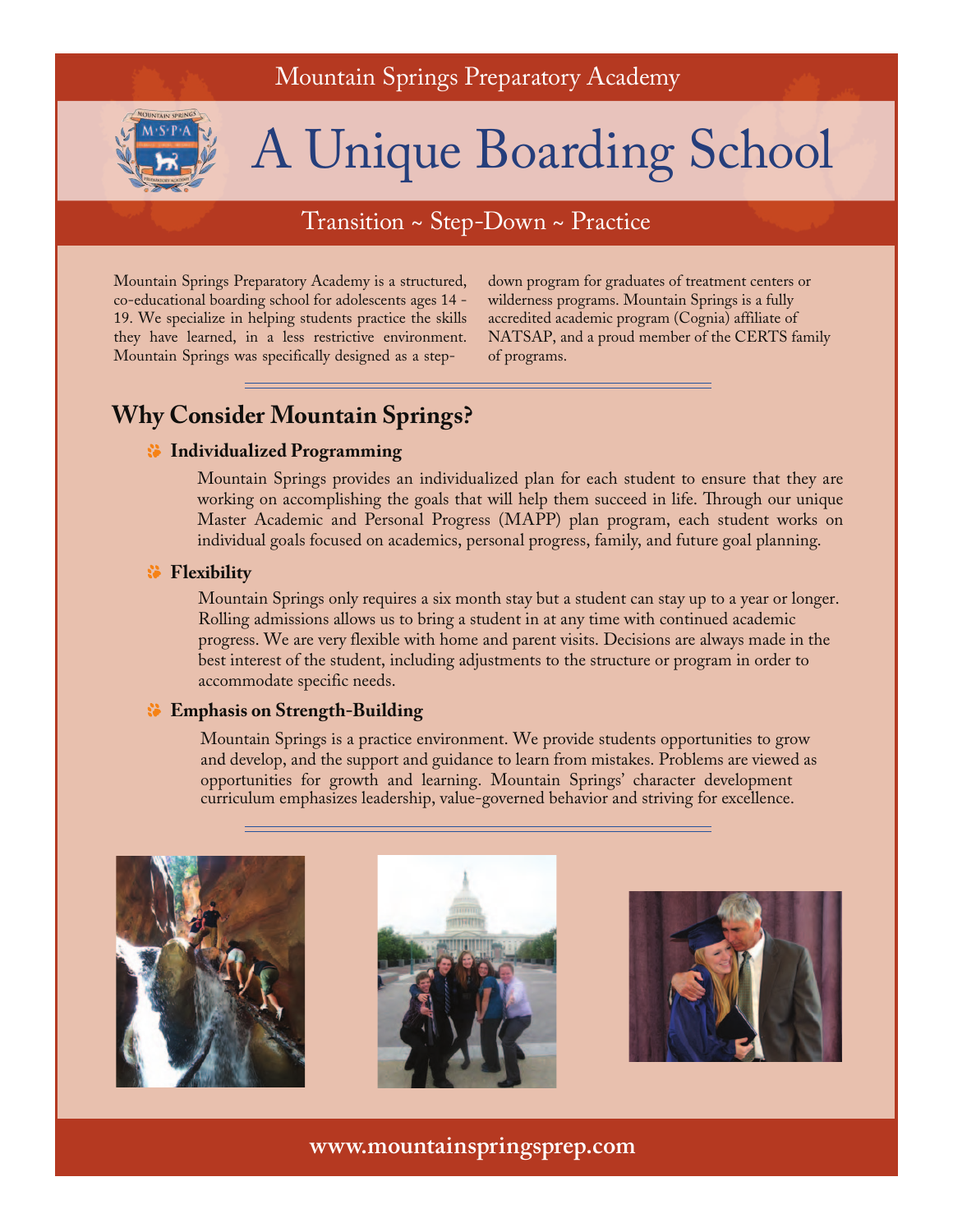Mountain Springs Preparatory Academy

# A Unique Boarding School

Transition ~ Step-Down ~ Practice

Mountain Springs Preparatory Academy is a structured, co-educational boarding school for adolescents ages 14 - 19. We specialize in helping students practice the skills they have learned, in a less restrictive environment. Mountain Springs was specifically designed as a step-down program for graduates of treatment centers or wilderness programs. Mountain Springs is a fully accredited academic program (Cognia) affiliate of NATSAP, and a proud member of the CERTS family of programs.

## Why Consider Mountain Springs?

### Individualized Programming

Mountain Springs provides an individualized plan for each student to ensure that they are working on accomplishing the goals that will help them succeed in life. Through our unique Master Academic and Personal Progress (MAPP) plan program, each student works on individual goals focused on academics, personal progress, family, and future goal planning.

### Flexibility

Mountain Springs only requires a six month stay but a student can stay up to a year or longer. Rolling admissions allows us to bring a student in at any time with continued academic progress. We are very flexible with home and parent visits. Decisions are always made in the best interest of the student, including adjustments to the structure or program in order to accommodate specific needs.

### Emphasis on Strength-Building

Mountain Springs is a practice environment. We provide students opportunities to grow and develop, and the support and guidance to learn from mistakes. Problems are viewed as opportunities for growth and learning. Mountain Springs' character development curriculum emphasizes leadership, value-governed behavior and striving for excellence.

**www.mountainspringsprep.com**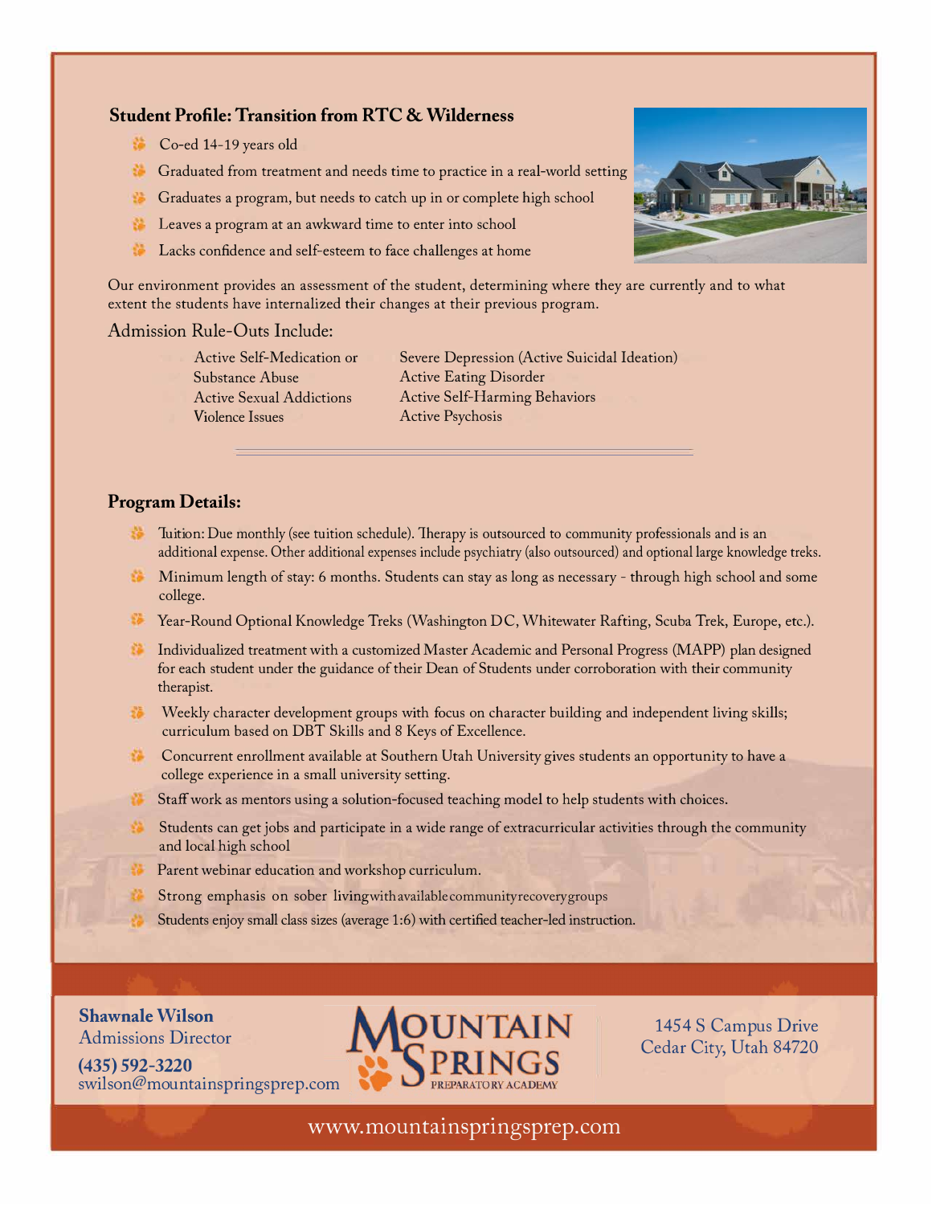## Student Profile: Transition from RTC & Wilderness

- Co-ed 14-19 years old
- Graduated from treatment and needs time to practice in a real-world setting
- Graduates a program, but needs to catch up in or complete high school
- Leaves a program at an awkward time to enter into school
- Lacks confidence and self-esteem to face challenges at home

Our environment provides an assessment of the student, determining where they are currently and to what extent the students have internalized their changes at their previous program.

### Admission Rule-Outs Include:

- Active Self-Medication or Substance Abuse
- Active Sexual Addictions
- Violence Issues
- Severe Depression (Active Suicidal Ideation)
- Active Eating Disorder
- Active Self-Harming Behaviors
- Active Psychosis

## Program Details:

- Tuition: Due monthly (see tuition schedule). Therapy is outsourced to community professionals and is an additional expense. Other additional expenses include psychiatry (also outsourced) and optional large knowledge treks.
- Minimum length of stay: 6 months. Students can stay as long as necessary - through high school and some college.
- Year-Round Optional Knowledge Treks (Washington DC, Whitewater Rafting, Scuba Trek, Europe, etc.).
- Individualized treatment with a customized Master Academic and Personal Progress (MAPP) plan designed for each student under the guidance of their Dean of Students under corroboration with their community therapist.
- Weekly character development groups with focus on character building and independent living skills; curriculum based on DBT Skills and 8 Keys of Excellence.
- Concurrent enrollment available at Southern Utah University gives students an opportunity to have a college experience in a small university setting.
- Staff work as mentors using a solution-focused teaching model to help students with choices.
- Students can get jobs and participate in a wide range of extracurricular activities through the community and local high school
- Parent webinar education and workshop curriculum.
- Strong emphasis on sober living with available community recovery groups
- Students enjoy small class sizes (average 1:6) with certified teacher-led instruction.

**Shawnale Wilson**
Admissions Director
**(435) 592-3220**
swilson@mountainspringsprep.com

MOUNTAIN SPRINGS
PREPARATORY ACADEMY

1454 S Campus Drive
Cedar City, Utah 84720

www.mountainspringsprep.com